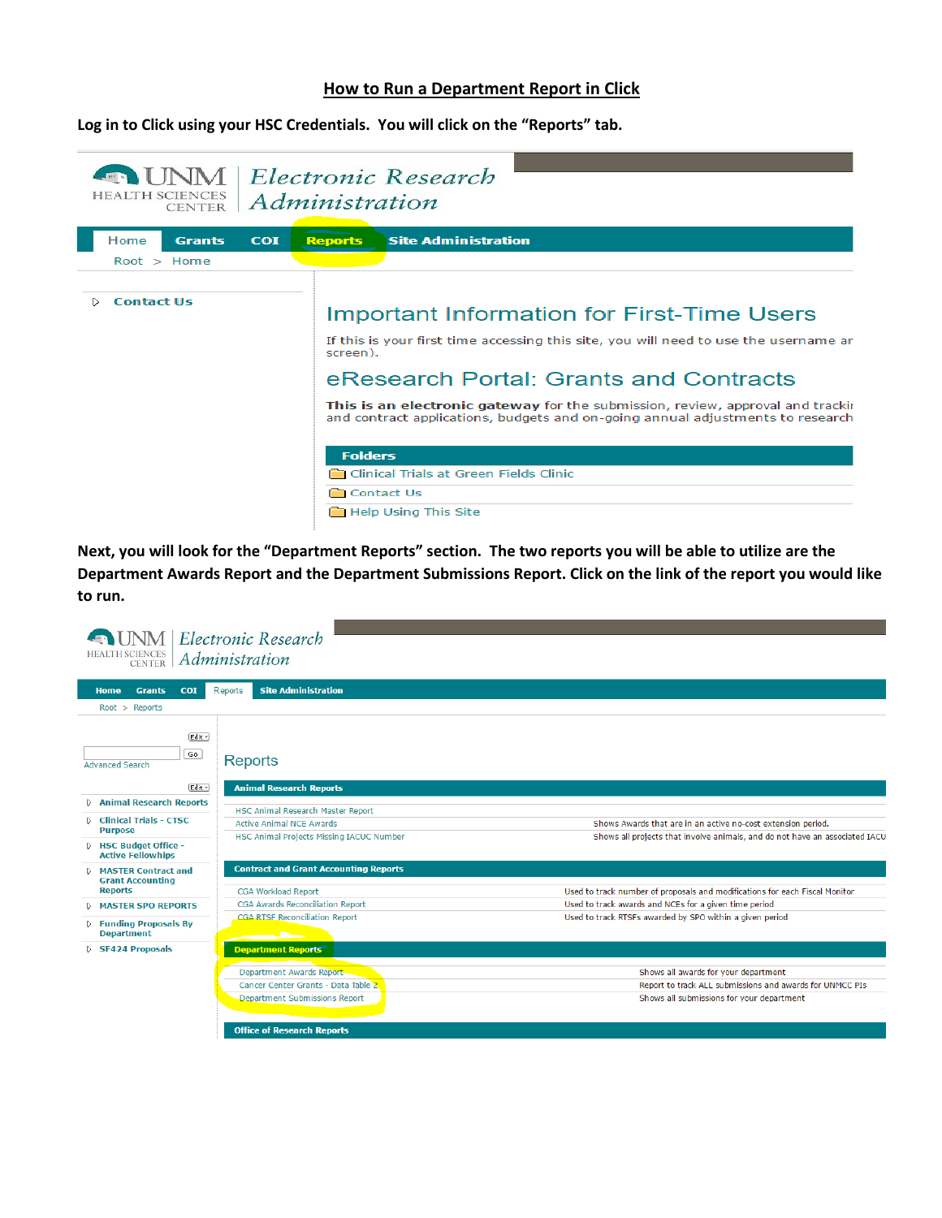# How to Run a Department Report in Click

**Log in to Click using your HSC Credentials. You will click on the "Reports" tab.**

UNM HEALTH SCIENCES CENTER | Electronic Research Administration

Home | Grants | COI | Reports | Site Administration

Root > Home

Contact Us

Important Information for First-Time Users

If this is your first time accessing this site, you will need to use the username ar screen).

eResearch Portal: Grants and Contracts

**This is an electronic gateway** for the submission, review, approval and trackii and contract applications, budgets and on-going annual adjustments to research

**Folders**

- Clinical Trials at Green Fields Clinic
- Contact Us
- Help Using This Site

**Next, you will look for the "Department Reports" section. The two reports you will be able to utilize are the Department Awards Report and the Department Submissions Report. Click on the link of the report you would like to run.**

UNM HEALTH SCIENCES CENTER | Electronic Research Administration

Home | Grants | COI | Reports | Site Administration

Root > Reports

Advanced Search

- Animal Research Reports
- Clinical Trials - CTSC Purpose
- HSC Budget Office - Active Fellowships
- MASTER Contract and Grant Accounting Reports
- MASTER SPO REPORTS
- Funding Proposals By Department
- SF424 Proposals

Reports

**Animal Research Reports**

| Report | Description |
|---|---|
| HSC Animal Research Master Report | |
| Active Animal NCE Awards | Shows Awards that are in an active no-cost extension period. |
| HSC Animal Projects Missing IACUC Number | Shows all projects that involve animals, and do not have an associated IACU |

**Contract and Grant Accounting Reports**

| Report | Description |
|---|---|
| CGA Workload Report | Used to track number of proposals and modifications for each Fiscal Monitor |
| CGA Awards Reconciliation Report | Used to track awards and NCEs for a given time period |
| CGA RTSF Reconciliation Report | Used to track RTSFs awarded by SPO within a given period |

**Department Reports**

| Report | Description |
|---|---|
| Department Awards Report | Shows all awards for your department |
| Cancer Center Grants - Data Table 2 | Report to track ALL submissions and awards for UNMCC PIs |
| Department Submissions Report | Shows all submissions for your department |

**Office of Research Reports**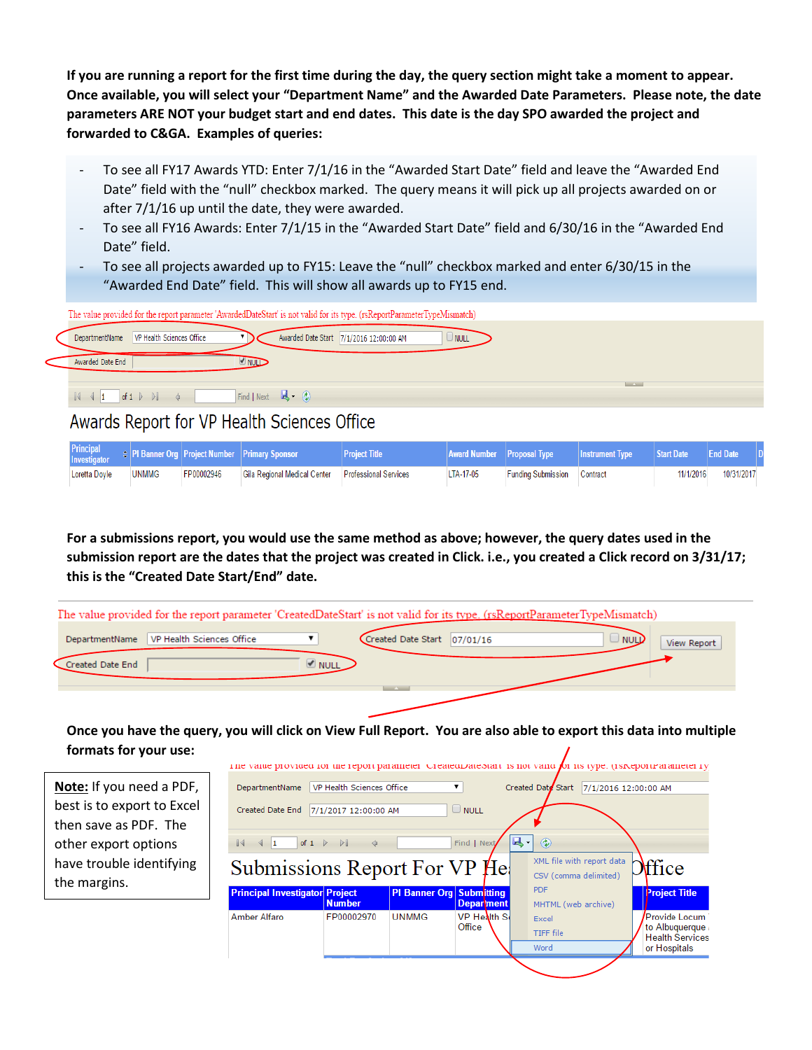**If you are running a report for the first time during the day, the query section might take a moment to appear. Once available, you will select your "Department Name" and the Awarded Date Parameters. Please note, the date parameters ARE NOT your budget start and end dates. This date is the day SPO awarded the project and forwarded to C&GA. Examples of queries:**

- To see all FY17 Awards YTD: Enter 7/1/16 in the "Awarded Start Date" field and leave the "Awarded End Date" field with the "null" checkbox marked. The query means it will pick up all projects awarded on or after 7/1/16 up until the date, they were awarded.
- To see all FY16 Awards: Enter 7/1/15 in the "Awarded Start Date" field and 6/30/16 in the "Awarded End Date" field.
- To see all projects awarded up to FY15: Leave the "null" checkbox marked and enter 6/30/15 in the "Awarded End Date" field. This will show all awards up to FY15 end.

The value provided for the report parameter 'AwardedDateStart' is not valid for its type. (rsReportParameterTypeMismatch)

DepartmentName: VP Health Sciences Office | Awarded Date Start: 7/1/2016 12:00:00 AM | NULL

Awarded Date End: | NULL

Awards Report for VP Health Sciences Office

| Principal Investigator | PI Banner Org | Project Number | Primary Sponsor | Project Title | Award Number | Proposal Type | Instrument Type | Start Date | End Date |
|---|---|---|---|---|---|---|---|---|---|
| Loretta Doyle | UNMMG | FP00002946 | Gila Regional Medical Center | Professional Services | LTA-17-05 | Funding Submission | Contract | 11/1/2016 | 10/31/2017 |

**For a submissions report, you would use the same method as above; however, the query dates used in the submission report are the dates that the project was created in Click. i.e., you created a Click record on 3/31/17; this is the "Created Date Start/End" date.**

The value provided for the report parameter 'CreatedDateStart' is not valid for its type. (rsReportParameterTypeMismatch)

DepartmentName: VP Health Sciences Office | Created Date Start: 07/01/16 | NULL | View Report

Created Date End: | NULL

**Once you have the query, you will click on View Full Report. You are also able to export this data into multiple formats for your use:**

**Note:** If you need a PDF, best is to export to Excel then save as PDF. The other export options have trouble identifying the margins.

DepartmentName: VP Health Sciences Office | Created Date Start: 7/1/2016 12:00:00 AM

Created Date End: 7/1/2017 12:00:00 AM | NULL

Export options: XML file with report data, CSV (comma delimited), PDF, MHTML (web archive), Excel, TIFF file, Word

Submissions Report For VP Health Sciences Office

| Principal Investigator | Project Number | PI Banner Org | Submitting Department | Project Title |
|---|---|---|---|---|
| Amber Alfaro | FP00002970 | UNMMG | VP Health Sciences Office | Provide Locum to Albuquerque Health Services or Hospitals |